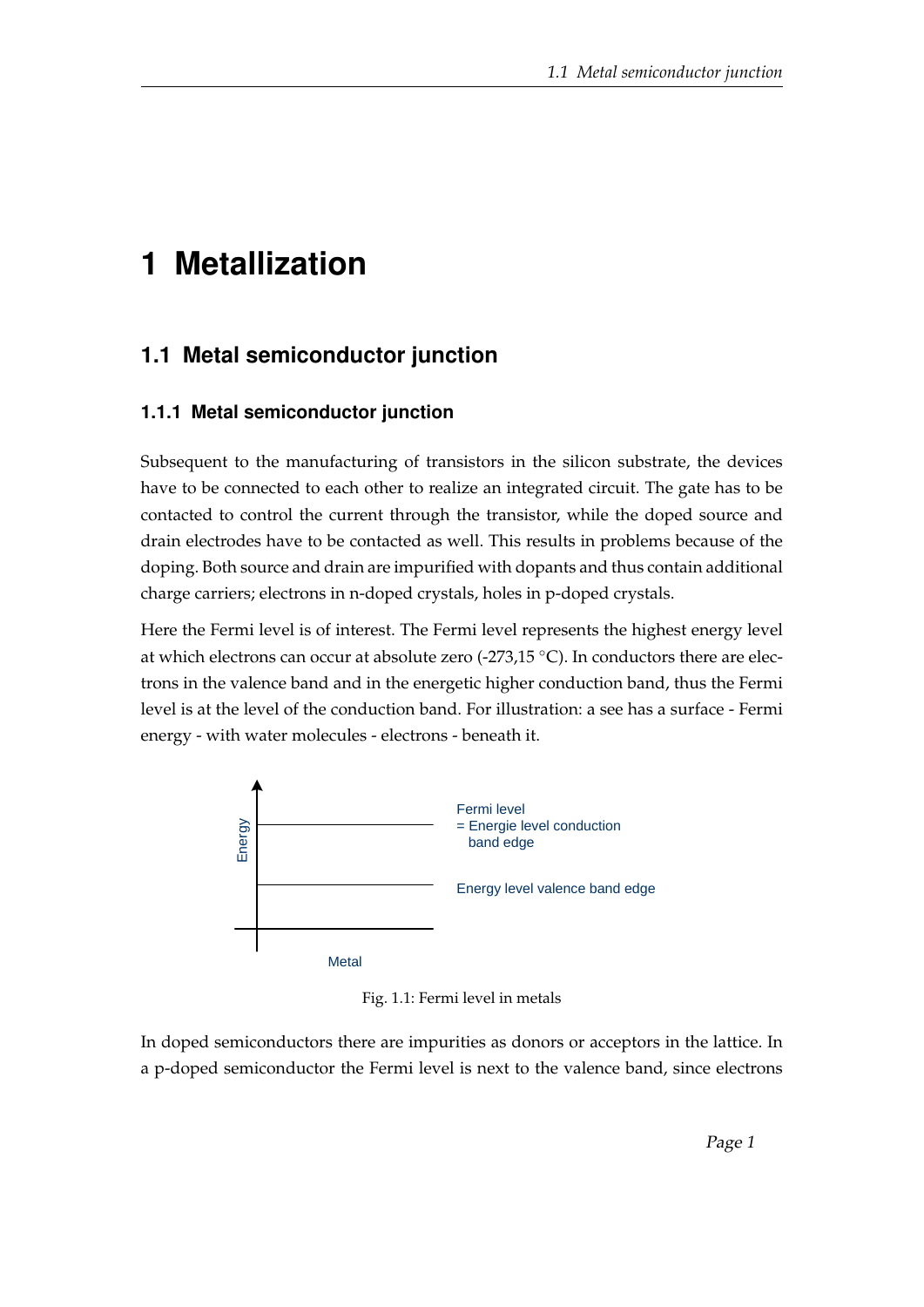# 1 Metallization

## 1.1 Metal semiconductor junction

### 1.1.1 Metal semiconductor junction

Subsequent to the manufacturing of transistors in the silicon substrate, the devices have to be connected to each other to realize an integrated circuit. The gate has to be contacted to control the current through the transistor, while the doped source and drain electrodes have to be contacted as well. This results in problems because of the doping. Both source and drain are impurified with dopants and thus contain additional charge carriers; electrons in n-doped crystals, holes in p-doped crystals.

Here the Fermi level is of interest. The Fermi level represents the highest energy level at which electrons can occur at absolute zero (-273,15 °C). In conductors there are electrons in the valence band and in the energetic higher conduction band, thus the Fermi level is at the level of the conduction band. For illustration: a see has a surface - Fermi energy - with water molecules - electrons - beneath it.

Energy

Fermi level
= Energie level conduction band edge

Energy level valence band edge

Metal

Fig. 1.1: Fermi level in metals

In doped semiconductors there are impurities as donors or acceptors in the lattice. In a p-doped semiconductor the Fermi level is next to the valence band, since electrons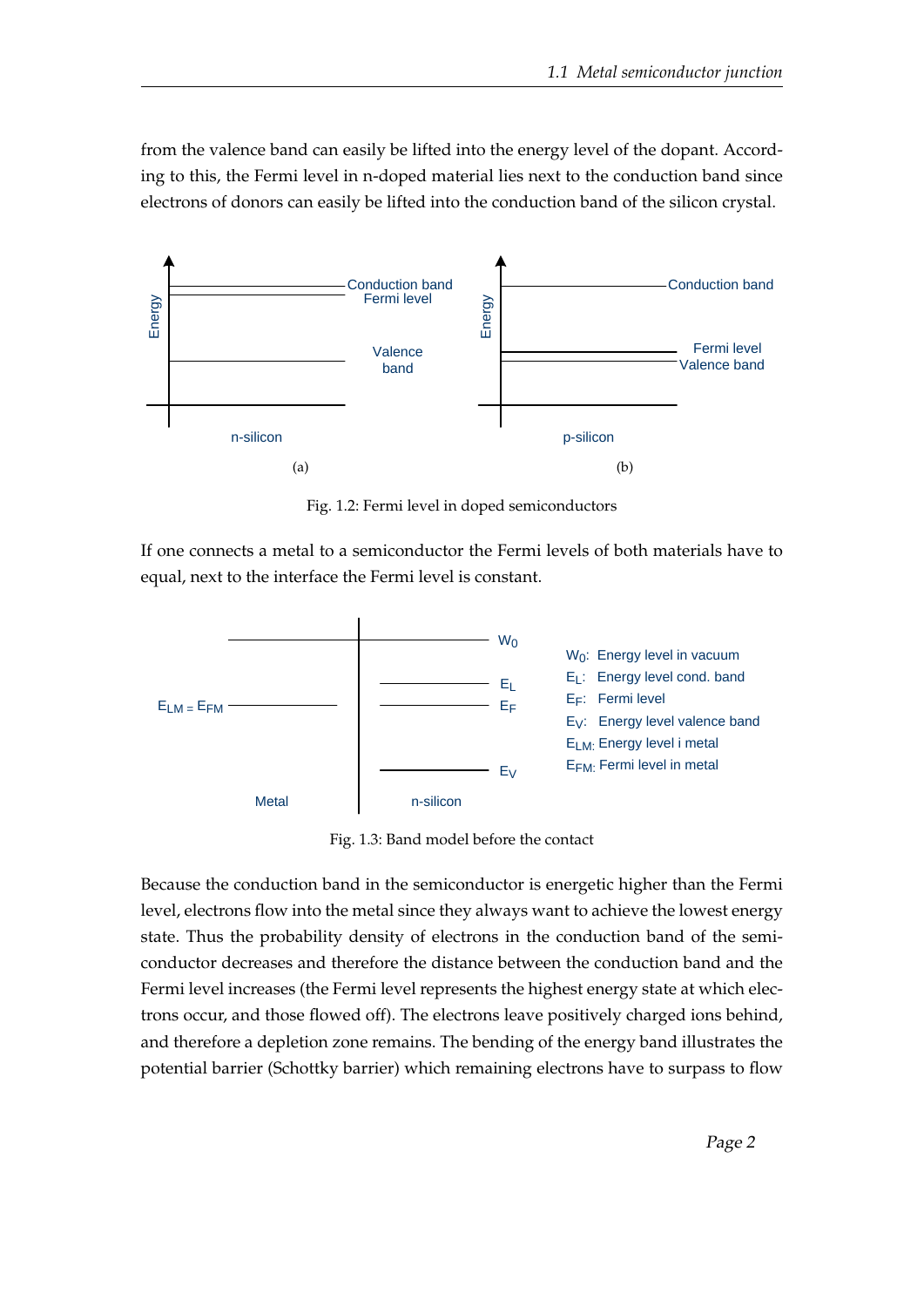from the valence band can easily be lifted into the energy level of the dopant. According to this, the Fermi level in n-doped material lies next to the conduction band since electrons of donors can easily be lifted into the conduction band of the silicon crystal.

Fig. 1.2: Fermi level in doped semiconductors

If one connects a metal to a semiconductor the Fermi levels of both materials have to equal, next to the interface the Fermi level is constant.

Fig. 1.3: Band model before the contact

Because the conduction band in the semiconductor is energetic higher than the Fermi level, electrons flow into the metal since they always want to achieve the lowest energy state. Thus the probability density of electrons in the conduction band of the semiconductor decreases and therefore the distance between the conduction band and the Fermi level increases (the Fermi level represents the highest energy state at which electrons occur, and those flowed off). The electrons leave positively charged ions behind, and therefore a depletion zone remains. The bending of the energy band illustrates the potential barrier (Schottky barrier) which remaining electrons have to surpass to flow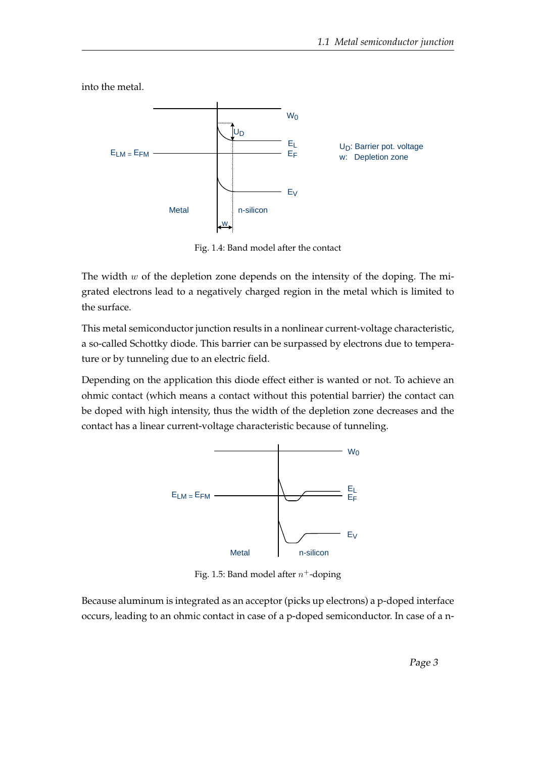into the metal.

Fig. 1.4: Band model after the contact

The width $w$ of the depletion zone depends on the intensity of the doping. The migrated electrons lead to a negatively charged region in the metal which is limited to the surface.

This metal semiconductor junction results in a nonlinear current-voltage characteristic, a so-called Schottky diode. This barrier can be surpassed by electrons due to temperature or by tunneling due to an electric field.

Depending on the application this diode effect either is wanted or not. To achieve an ohmic contact (which means a contact without this potential barrier) the contact can be doped with high intensity, thus the width of the depletion zone decreases and the contact has a linear current-voltage characteristic because of tunneling.

Fig. 1.5: Band model after $n^+$-doping

Because aluminum is integrated as an acceptor (picks up electrons) a p-doped interface occurs, leading to an ohmic contact in case of a p-doped semiconductor. In case of a n-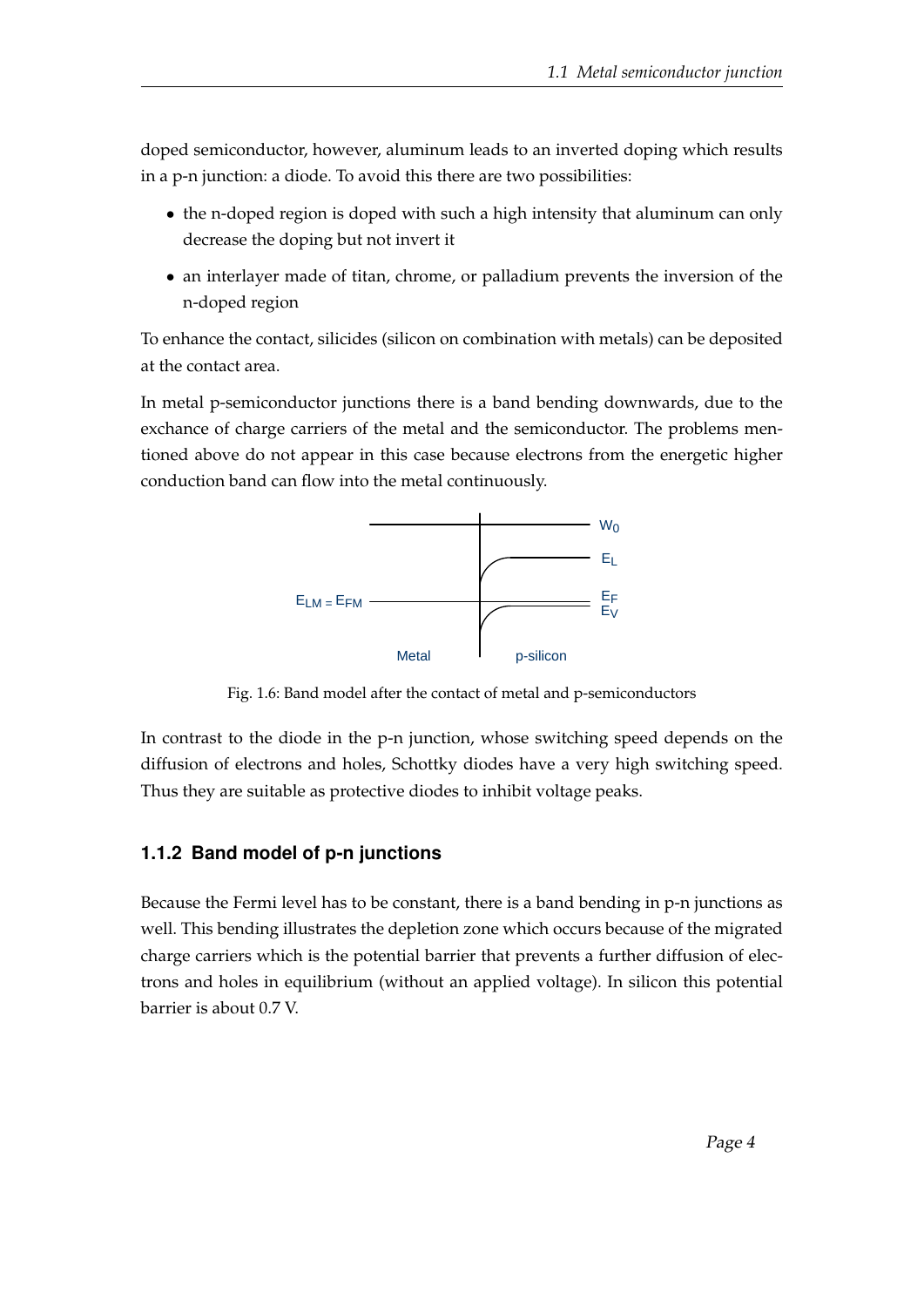doped semiconductor, however, aluminum leads to an inverted doping which results in a p-n junction: a diode. To avoid this there are two possibilities:

- the n-doped region is doped with such a high intensity that aluminum can only decrease the doping but not invert it
- an interlayer made of titan, chrome, or palladium prevents the inversion of the n-doped region

To enhance the contact, silicides (silicon on combination with metals) can be deposited at the contact area.

In metal p-semiconductor junctions there is a band bending downwards, due to the exchance of charge carriers of the metal and the semiconductor. The problems mentioned above do not appear in this case because electrons from the energetic higher conduction band can flow into the metal continuously.

Fig. 1.6: Band model after the contact of metal and p-semiconductors

In contrast to the diode in the p-n junction, whose switching speed depends on the diffusion of electrons and holes, Schottky diodes have a very high switching speed. Thus they are suitable as protective diodes to inhibit voltage peaks.

### 1.1.2 Band model of p-n junctions

Because the Fermi level has to be constant, there is a band bending in p-n junctions as well. This bending illustrates the depletion zone which occurs because of the migrated charge carriers which is the potential barrier that prevents a further diffusion of electrons and holes in equilibrium (without an applied voltage). In silicon this potential barrier is about 0.7 V.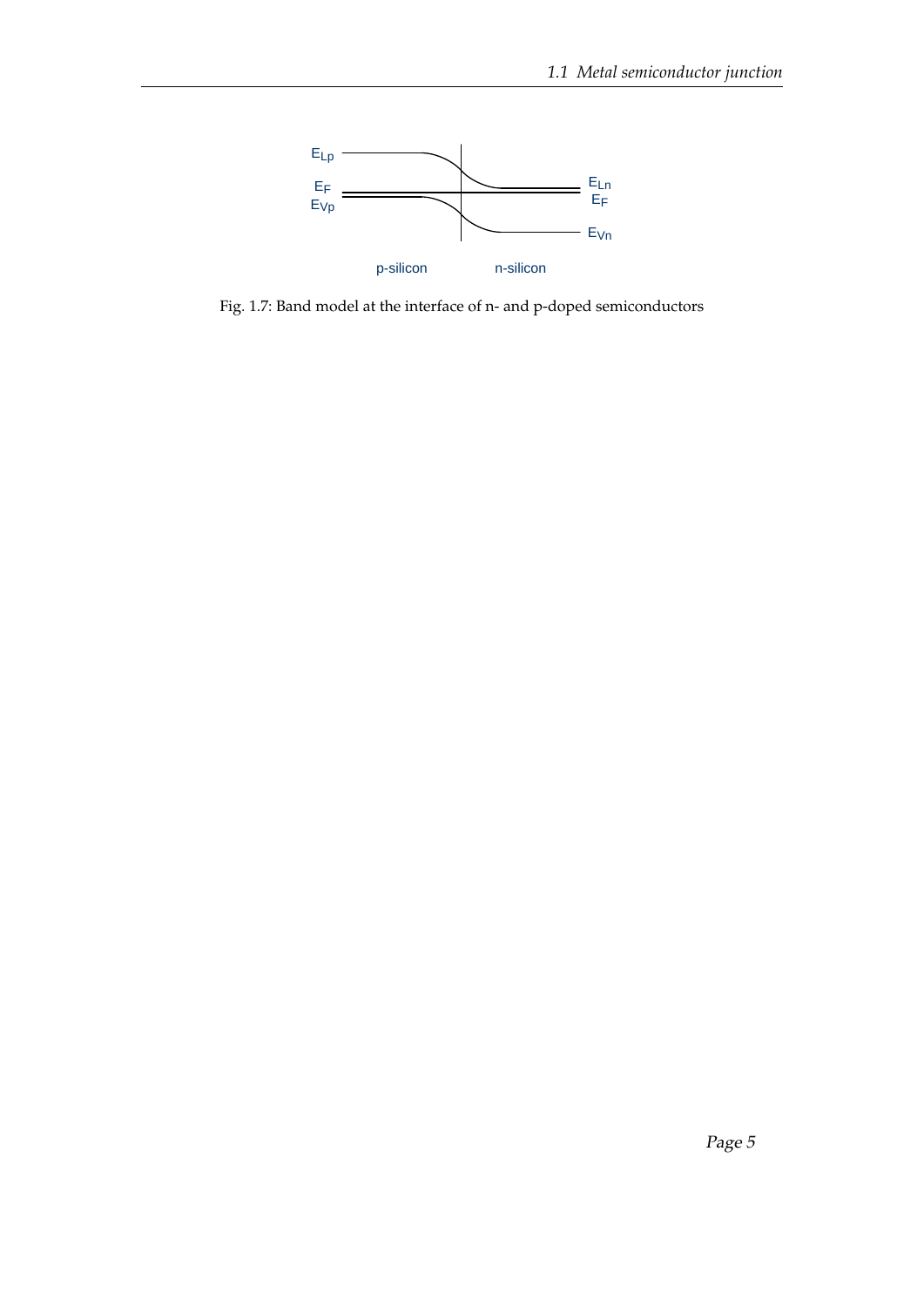$E_{Lp}$

$E_F$

$E_{Vp}$

$E_{Ln}$

$E_F$

$E_{Vn}$

p-silicon

n-silicon

Fig. 1.7: Band model at the interface of n- and p-doped semiconductors